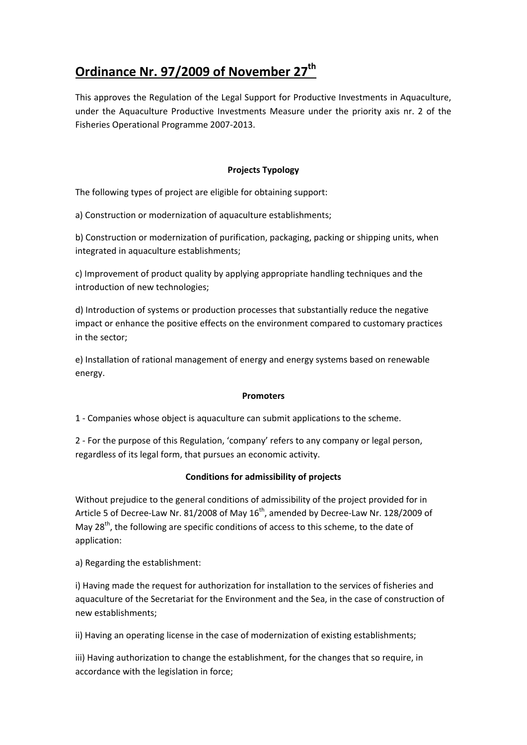# Ordinance Nr. 97/2009 of November 27th

This approves the Regulation of the Legal Support for Productive Investments in Aquaculture, under the Aquaculture Productive Investments Measure under the priority axis nr. 2 of the Fisheries Operational Programme 2007-2013.

### Projects Typology

The following types of project are eligible for obtaining support:

a) Construction or modernization of aquaculture establishments;

b) Construction or modernization of purification, packaging, packing or shipping units, when integrated in aquaculture establishments;

c) Improvement of product quality by applying appropriate handling techniques and the introduction of new technologies;

d) Introduction of systems or production processes that substantially reduce the negative impact or enhance the positive effects on the environment compared to customary practices in the sector;

e) Installation of rational management of energy and energy systems based on renewable energy.

### Promoters

1 - Companies whose object is aquaculture can submit applications to the scheme.

2 - For the purpose of this Regulation, 'company' refers to any company or legal person, regardless of its legal form, that pursues an economic activity.

### Conditions for admissibility of projects

Without prejudice to the general conditions of admissibility of the project provided for in Article 5 of Decree-Law Nr. 81/2008 of May 16th, amended by Decree-Law Nr. 128/2009 of May 28th, the following are specific conditions of access to this scheme, to the date of application:

a) Regarding the establishment:

i) Having made the request for authorization for installation to the services of fisheries and aquaculture of the Secretariat for the Environment and the Sea, in the case of construction of new establishments;

ii) Having an operating license in the case of modernization of existing establishments;

iii) Having authorization to change the establishment, for the changes that so require, in accordance with the legislation in force;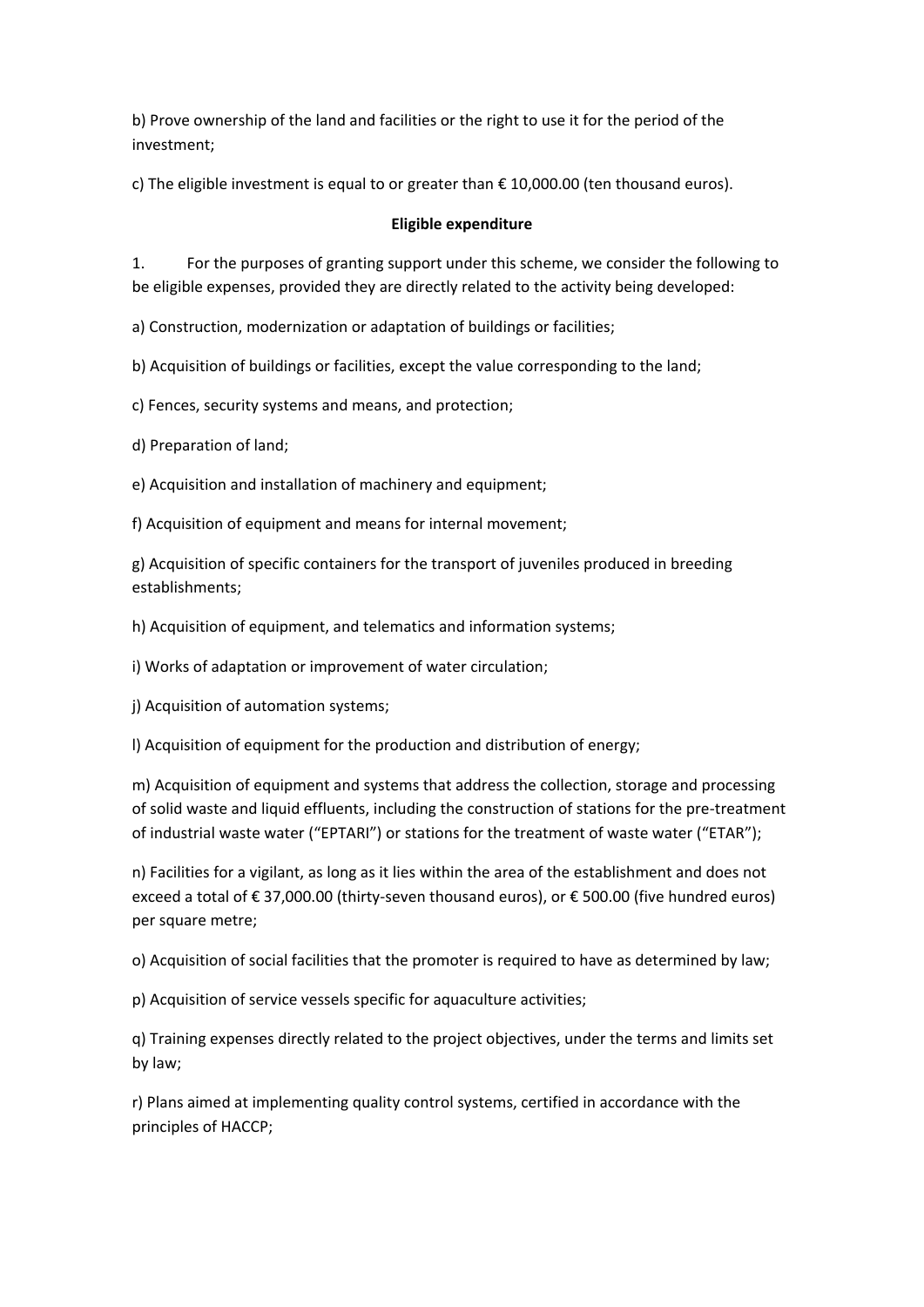b) Prove ownership of the land and facilities or the right to use it for the period of the investment;

c) The eligible investment is equal to or greater than € 10,000.00 (ten thousand euros).

**Eligible expenditure**

1. For the purposes of granting support under this scheme, we consider the following to be eligible expenses, provided they are directly related to the activity being developed:

a) Construction, modernization or adaptation of buildings or facilities;

b) Acquisition of buildings or facilities, except the value corresponding to the land;

c) Fences, security systems and means, and protection;

d) Preparation of land;

e) Acquisition and installation of machinery and equipment;

f) Acquisition of equipment and means for internal movement;

g) Acquisition of specific containers for the transport of juveniles produced in breeding establishments;

h) Acquisition of equipment, and telematics and information systems;

i) Works of adaptation or improvement of water circulation;

j) Acquisition of automation systems;

l) Acquisition of equipment for the production and distribution of energy;

m) Acquisition of equipment and systems that address the collection, storage and processing of solid waste and liquid effluents, including the construction of stations for the pre-treatment of industrial waste water (“EPTARI”) or stations for the treatment of waste water (“ETAR”);

n) Facilities for a vigilant, as long as it lies within the area of the establishment and does not exceed a total of € 37,000.00 (thirty-seven thousand euros), or € 500.00 (five hundred euros) per square metre;

o) Acquisition of social facilities that the promoter is required to have as determined by law;

p) Acquisition of service vessels specific for aquaculture activities;

q) Training expenses directly related to the project objectives, under the terms and limits set by law;

r) Plans aimed at implementing quality control systems, certified in accordance with the principles of HACCP;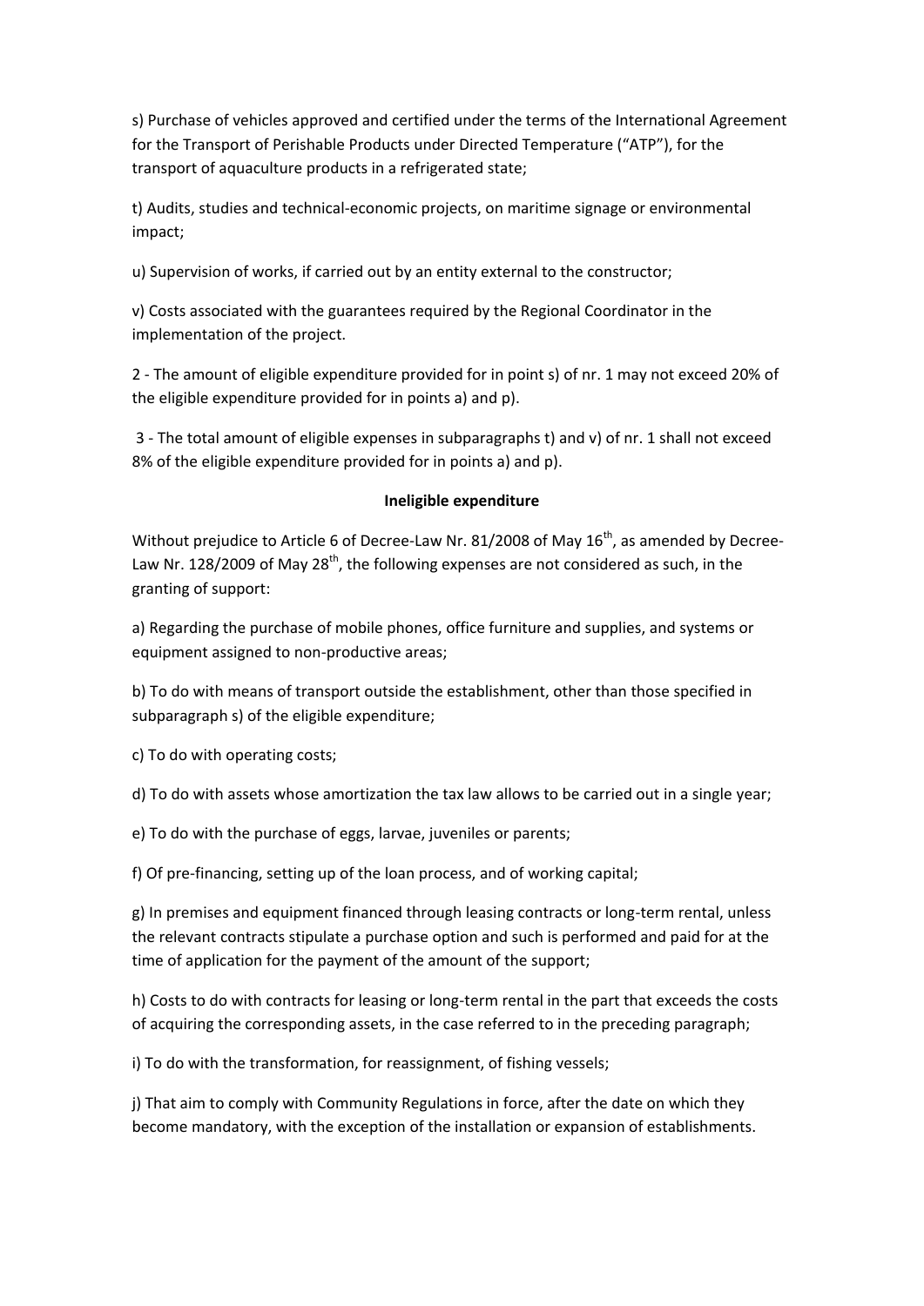s) Purchase of vehicles approved and certified under the terms of the International Agreement for the Transport of Perishable Products under Directed Temperature ("ATP"), for the transport of aquaculture products in a refrigerated state;

t) Audits, studies and technical-economic projects, on maritime signage or environmental impact;

u) Supervision of works, if carried out by an entity external to the constructor;

v) Costs associated with the guarantees required by the Regional Coordinator in the implementation of the project.

2 - The amount of eligible expenditure provided for in point s) of nr. 1 may not exceed 20% of the eligible expenditure provided for in points a) and p).

3 - The total amount of eligible expenses in subparagraphs t) and v) of nr. 1 shall not exceed 8% of the eligible expenditure provided for in points a) and p).

**Ineligible expenditure**

Without prejudice to Article 6 of Decree-Law Nr. 81/2008 of May 16th, as amended by Decree-Law Nr. 128/2009 of May 28th, the following expenses are not considered as such, in the granting of support:

a) Regarding the purchase of mobile phones, office furniture and supplies, and systems or equipment assigned to non-productive areas;

b) To do with means of transport outside the establishment, other than those specified in subparagraph s) of the eligible expenditure;

c) To do with operating costs;

d) To do with assets whose amortization the tax law allows to be carried out in a single year;

e) To do with the purchase of eggs, larvae, juveniles or parents;

f) Of pre-financing, setting up of the loan process, and of working capital;

g) In premises and equipment financed through leasing contracts or long-term rental, unless the relevant contracts stipulate a purchase option and such is performed and paid for at the time of application for the payment of the amount of the support;

h) Costs to do with contracts for leasing or long-term rental in the part that exceeds the costs of acquiring the corresponding assets, in the case referred to in the preceding paragraph;

i) To do with the transformation, for reassignment, of fishing vessels;

j) That aim to comply with Community Regulations in force, after the date on which they become mandatory, with the exception of the installation or expansion of establishments.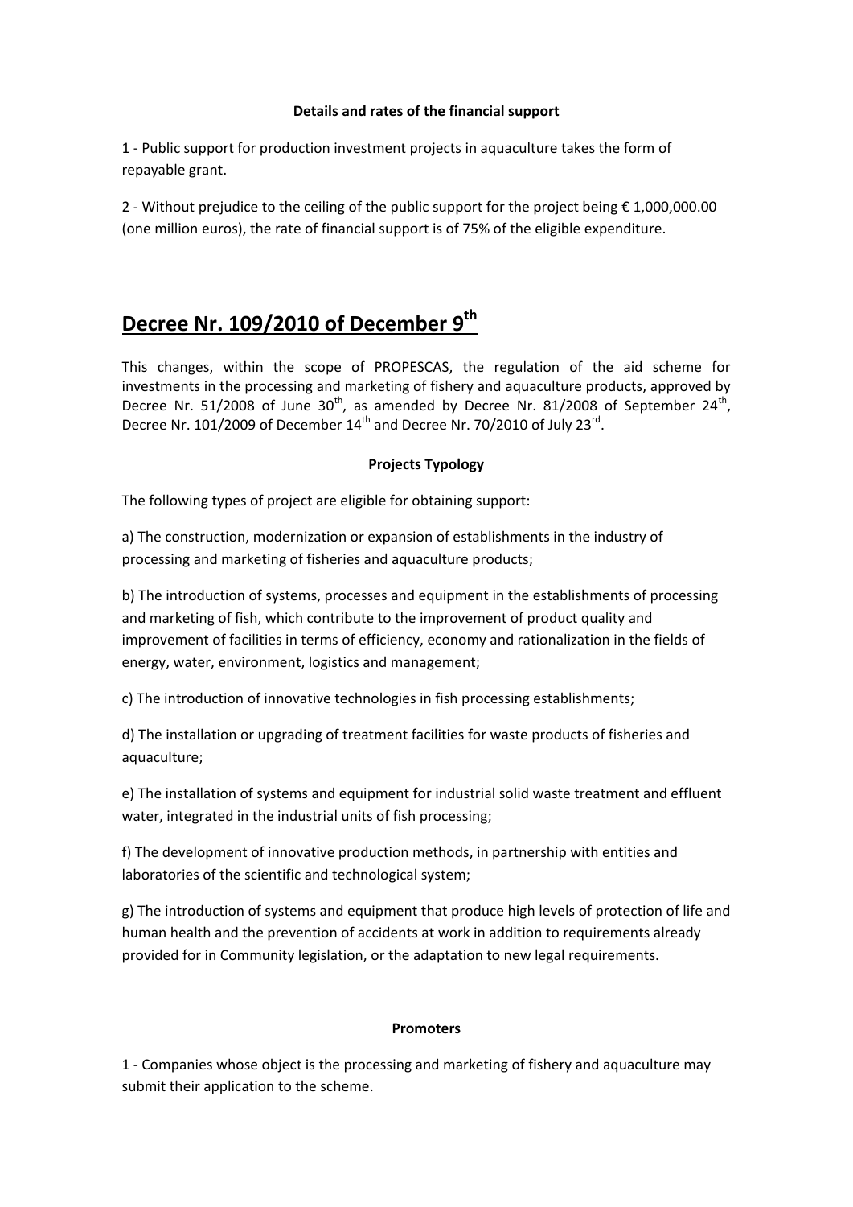**Details and rates of the financial support**

1 - Public support for production investment projects in aquaculture takes the form of repayable grant.

2 - Without prejudice to the ceiling of the public support for the project being € 1,000,000.00 (one million euros), the rate of financial support is of 75% of the eligible expenditure.

## Decree Nr. 109/2010 of December 9th

This changes, within the scope of PROPESCAS, the regulation of the aid scheme for investments in the processing and marketing of fishery and aquaculture products, approved by Decree Nr. 51/2008 of June 30th, as amended by Decree Nr. 81/2008 of September 24th, Decree Nr. 101/2009 of December 14th and Decree Nr. 70/2010 of July 23rd.

**Projects Typology**

The following types of project are eligible for obtaining support:

a) The construction, modernization or expansion of establishments in the industry of processing and marketing of fisheries and aquaculture products;

b) The introduction of systems, processes and equipment in the establishments of processing and marketing of fish, which contribute to the improvement of product quality and improvement of facilities in terms of efficiency, economy and rationalization in the fields of energy, water, environment, logistics and management;

c) The introduction of innovative technologies in fish processing establishments;

d) The installation or upgrading of treatment facilities for waste products of fisheries and aquaculture;

e) The installation of systems and equipment for industrial solid waste treatment and effluent water, integrated in the industrial units of fish processing;

f) The development of innovative production methods, in partnership with entities and laboratories of the scientific and technological system;

g) The introduction of systems and equipment that produce high levels of protection of life and human health and the prevention of accidents at work in addition to requirements already provided for in Community legislation, or the adaptation to new legal requirements.

**Promoters**

1 - Companies whose object is the processing and marketing of fishery and aquaculture may submit their application to the scheme.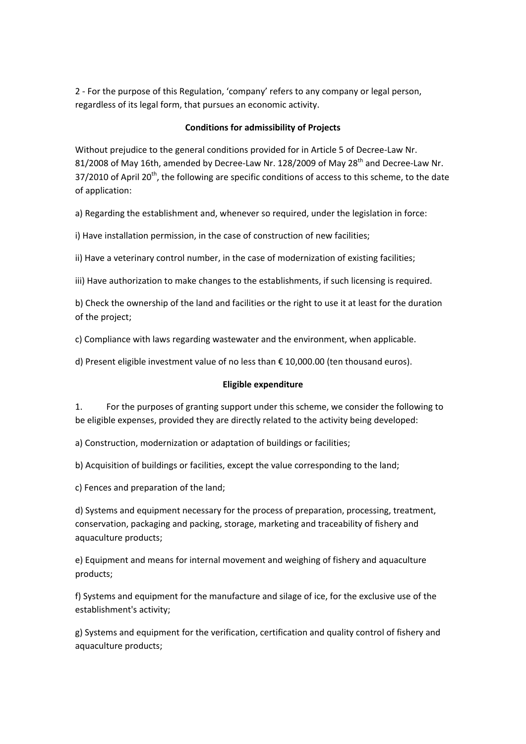2 - For the purpose of this Regulation, 'company' refers to any company or legal person, regardless of its legal form, that pursues an economic activity.

**Conditions for admissibility of Projects**

Without prejudice to the general conditions provided for in Article 5 of Decree-Law Nr. 81/2008 of May 16th, amended by Decree-Law Nr. 128/2009 of May 28th and Decree-Law Nr. 37/2010 of April 20th, the following are specific conditions of access to this scheme, to the date of application:

a) Regarding the establishment and, whenever so required, under the legislation in force:

i) Have installation permission, in the case of construction of new facilities;

ii) Have a veterinary control number, in the case of modernization of existing facilities;

iii) Have authorization to make changes to the establishments, if such licensing is required.

b) Check the ownership of the land and facilities or the right to use it at least for the duration of the project;

c) Compliance with laws regarding wastewater and the environment, when applicable.

d) Present eligible investment value of no less than € 10,000.00 (ten thousand euros).

**Eligible expenditure**

1. For the purposes of granting support under this scheme, we consider the following to be eligible expenses, provided they are directly related to the activity being developed:

a) Construction, modernization or adaptation of buildings or facilities;

b) Acquisition of buildings or facilities, except the value corresponding to the land;

c) Fences and preparation of the land;

d) Systems and equipment necessary for the process of preparation, processing, treatment, conservation, packaging and packing, storage, marketing and traceability of fishery and aquaculture products;

e) Equipment and means for internal movement and weighing of fishery and aquaculture products;

f) Systems and equipment for the manufacture and silage of ice, for the exclusive use of the establishment's activity;

g) Systems and equipment for the verification, certification and quality control of fishery and aquaculture products;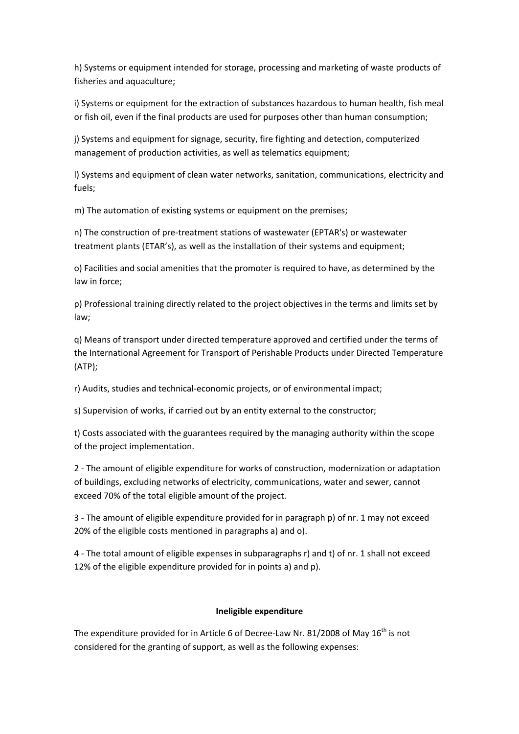h) Systems or equipment intended for storage, processing and marketing of waste products of fisheries and aquaculture;

i) Systems or equipment for the extraction of substances hazardous to human health, fish meal or fish oil, even if the final products are used for purposes other than human consumption;

j) Systems and equipment for signage, security, fire fighting and detection, computerized management of production activities, as well as telematics equipment;

l) Systems and equipment of clean water networks, sanitation, communications, electricity and fuels;

m) The automation of existing systems or equipment on the premises;

n) The construction of pre-treatment stations of wastewater (EPTAR's) or wastewater treatment plants (ETAR's), as well as the installation of their systems and equipment;

o) Facilities and social amenities that the promoter is required to have, as determined by the law in force;

p) Professional training directly related to the project objectives in the terms and limits set by law;

q) Means of transport under directed temperature approved and certified under the terms of the International Agreement for Transport of Perishable Products under Directed Temperature (ATP);

r) Audits, studies and technical-economic projects, or of environmental impact;

s) Supervision of works, if carried out by an entity external to the constructor;

t) Costs associated with the guarantees required by the managing authority within the scope of the project implementation.

2 - The amount of eligible expenditure for works of construction, modernization or adaptation of buildings, excluding networks of electricity, communications, water and sewer, cannot exceed 70% of the total eligible amount of the project.

3 - The amount of eligible expenditure provided for in paragraph p) of nr. 1 may not exceed 20% of the eligible costs mentioned in paragraphs a) and o).

4 - The total amount of eligible expenses in subparagraphs r) and t) of nr. 1 shall not exceed 12% of the eligible expenditure provided for in points a) and p).

**Ineligible expenditure**

The expenditure provided for in Article 6 of Decree-Law Nr. 81/2008 of May 16th is not considered for the granting of support, as well as the following expenses: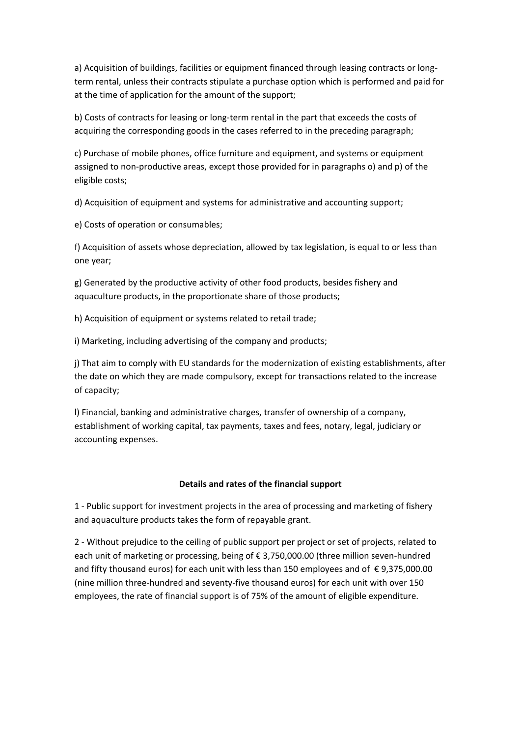a) Acquisition of buildings, facilities or equipment financed through leasing contracts or long-term rental, unless their contracts stipulate a purchase option which is performed and paid for at the time of application for the amount of the support;

b) Costs of contracts for leasing or long-term rental in the part that exceeds the costs of acquiring the corresponding goods in the cases referred to in the preceding paragraph;

c) Purchase of mobile phones, office furniture and equipment, and systems or equipment assigned to non-productive areas, except those provided for in paragraphs o) and p) of the eligible costs;

d) Acquisition of equipment and systems for administrative and accounting support;

e) Costs of operation or consumables;

f) Acquisition of assets whose depreciation, allowed by tax legislation, is equal to or less than one year;

g) Generated by the productive activity of other food products, besides fishery and aquaculture products, in the proportionate share of those products;

h) Acquisition of equipment or systems related to retail trade;

i) Marketing, including advertising of the company and products;

j) That aim to comply with EU standards for the modernization of existing establishments, after the date on which they are made compulsory, except for transactions related to the increase of capacity;

l) Financial, banking and administrative charges, transfer of ownership of a company, establishment of working capital, tax payments, taxes and fees, notary, legal, judiciary or accounting expenses.

**Details and rates of the financial support**

1 - Public support for investment projects in the area of processing and marketing of fishery and aquaculture products takes the form of repayable grant.

2 - Without prejudice to the ceiling of public support per project or set of projects, related to each unit of marketing or processing, being of € 3,750,000.00 (three million seven-hundred and fifty thousand euros) for each unit with less than 150 employees and of € 9,375,000.00 (nine million three-hundred and seventy-five thousand euros) for each unit with over 150 employees, the rate of financial support is of 75% of the amount of eligible expenditure.